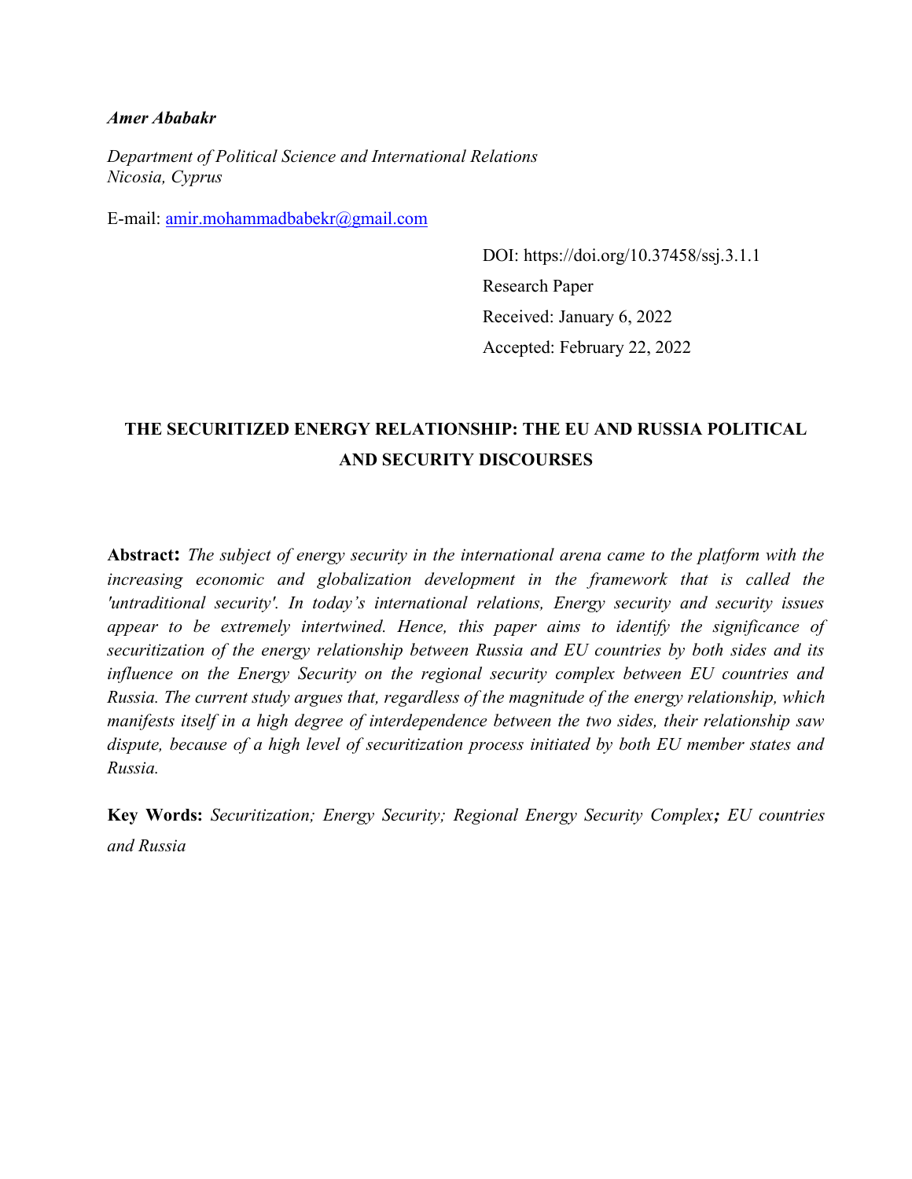***Amer Ababakr***

*Department of Political Science and International Relations*
*Nicosia, Cyprus*

E-mail: amir.mohammadbabekr@gmail.com

DOI: https://doi.org/10.37458/ssj.3.1.1
Research Paper
Received: January 6, 2022
Accepted: February 22, 2022

# THE SECURITIZED ENERGY RELATIONSHIP: THE EU AND RUSSIA POLITICAL AND SECURITY DISCOURSES

**Abstract:** *The subject of energy security in the international arena came to the platform with the increasing economic and globalization development in the framework that is called the 'untraditional security'. In today's international relations, Energy security and security issues appear to be extremely intertwined. Hence, this paper aims to identify the significance of securitization of the energy relationship between Russia and EU countries by both sides and its influence on the Energy Security on the regional security complex between EU countries and Russia. The current study argues that, regardless of the magnitude of the energy relationship, which manifests itself in a high degree of interdependence between the two sides, their relationship saw dispute, because of a high level of securitization process initiated by both EU member states and Russia.*

**Key Words:** *Securitization; Energy Security; Regional Energy Security Complex**;** EU countries and Russia*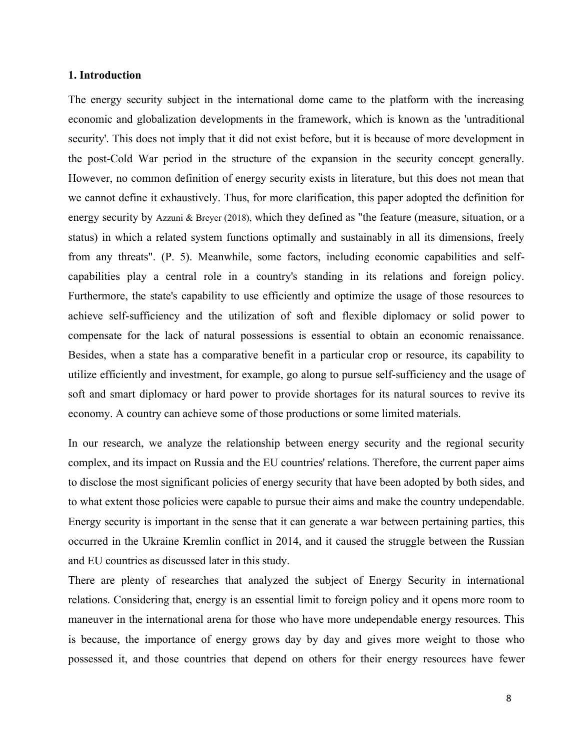### 1. Introduction

The energy security subject in the international dome came to the platform with the increasing economic and globalization developments in the framework, which is known as the 'untraditional security'. This does not imply that it did not exist before, but it is because of more development in the post-Cold War period in the structure of the expansion in the security concept generally. However, no common definition of energy security exists in literature, but this does not mean that we cannot define it exhaustively. Thus, for more clarification, this paper adopted the definition for energy security by Azzuni & Breyer (2018), which they defined as "the feature (measure, situation, or a status) in which a related system functions optimally and sustainably in all its dimensions, freely from any threats". (P. 5). Meanwhile, some factors, including economic capabilities and self-capabilities play a central role in a country's standing in its relations and foreign policy. Furthermore, the state's capability to use efficiently and optimize the usage of those resources to achieve self-sufficiency and the utilization of soft and flexible diplomacy or solid power to compensate for the lack of natural possessions is essential to obtain an economic renaissance. Besides, when a state has a comparative benefit in a particular crop or resource, its capability to utilize efficiently and investment, for example, go along to pursue self-sufficiency and the usage of soft and smart diplomacy or hard power to provide shortages for its natural sources to revive its economy. A country can achieve some of those productions or some limited materials.

In our research, we analyze the relationship between energy security and the regional security complex, and its impact on Russia and the EU countries' relations. Therefore, the current paper aims to disclose the most significant policies of energy security that have been adopted by both sides, and to what extent those policies were capable to pursue their aims and make the country undependable. Energy security is important in the sense that it can generate a war between pertaining parties, this occurred in the Ukraine Kremlin conflict in 2014, and it caused the struggle between the Russian and EU countries as discussed later in this study.

There are plenty of researches that analyzed the subject of Energy Security in international relations. Considering that, energy is an essential limit to foreign policy and it opens more room to maneuver in the international arena for those who have more undependable energy resources. This is because, the importance of energy grows day by day and gives more weight to those who possessed it, and those countries that depend on others for their energy resources have fewer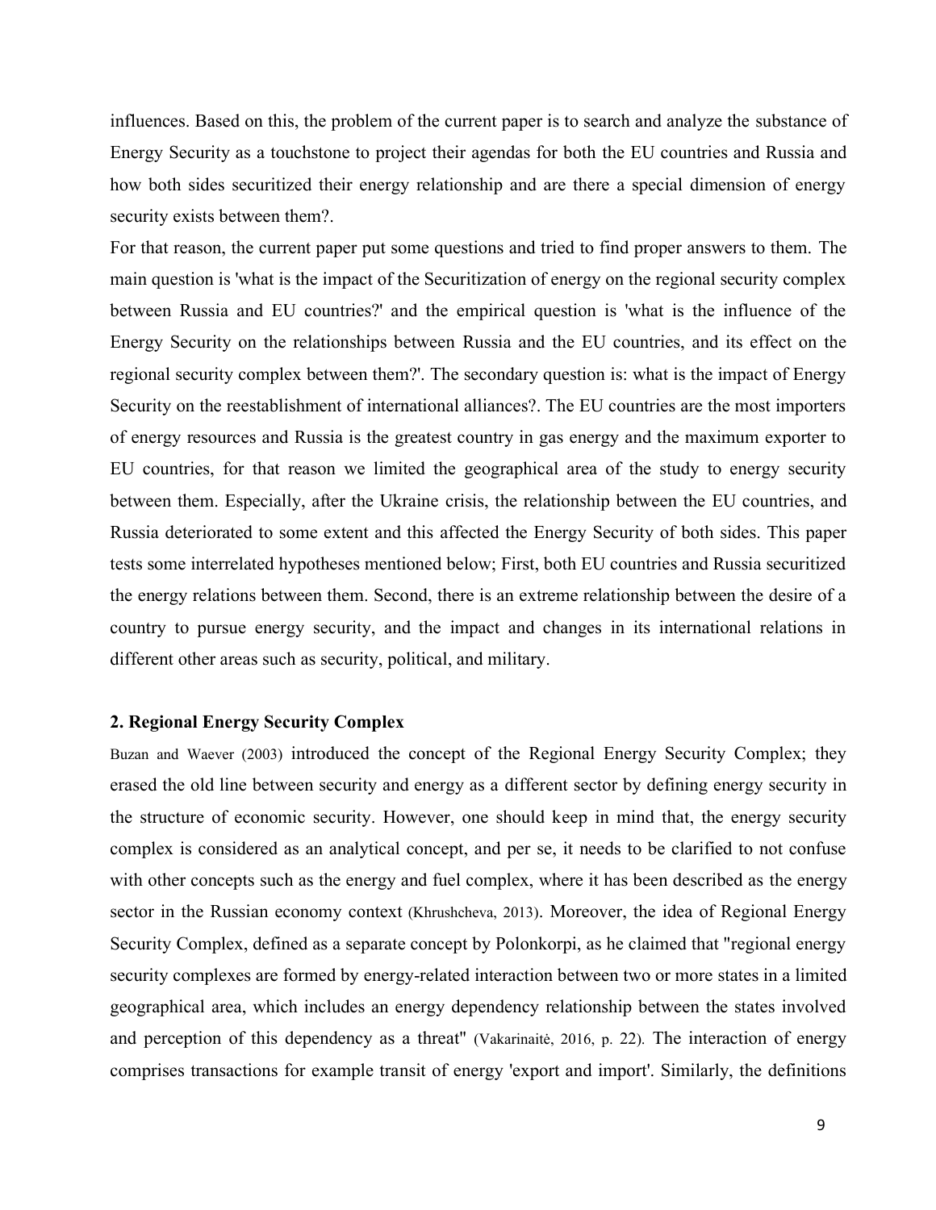influences. Based on this, the problem of the current paper is to search and analyze the substance of Energy Security as a touchstone to project their agendas for both the EU countries and Russia and how both sides securitized their energy relationship and are there a special dimension of energy security exists between them?.

For that reason, the current paper put some questions and tried to find proper answers to them. The main question is 'what is the impact of the Securitization of energy on the regional security complex between Russia and EU countries?' and the empirical question is 'what is the influence of the Energy Security on the relationships between Russia and the EU countries, and its effect on the regional security complex between them?'. The secondary question is: what is the impact of Energy Security on the reestablishment of international alliances?. The EU countries are the most importers of energy resources and Russia is the greatest country in gas energy and the maximum exporter to EU countries, for that reason we limited the geographical area of the study to energy security between them. Especially, after the Ukraine crisis, the relationship between the EU countries, and Russia deteriorated to some extent and this affected the Energy Security of both sides. This paper tests some interrelated hypotheses mentioned below; First, both EU countries and Russia securitized the energy relations between them. Second, there is an extreme relationship between the desire of a country to pursue energy security, and the impact and changes in its international relations in different other areas such as security, political, and military.

## 2. Regional Energy Security Complex

Buzan and Waever (2003) introduced the concept of the Regional Energy Security Complex; they erased the old line between security and energy as a different sector by defining energy security in the structure of economic security. However, one should keep in mind that, the energy security complex is considered as an analytical concept, and per se, it needs to be clarified to not confuse with other concepts such as the energy and fuel complex, where it has been described as the energy sector in the Russian economy context (Khrushcheva, 2013). Moreover, the idea of Regional Energy Security Complex, defined as a separate concept by Polonkorpi, as he claimed that "regional energy security complexes are formed by energy-related interaction between two or more states in a limited geographical area, which includes an energy dependency relationship between the states involved and perception of this dependency as a threat" (Vakarinaitė, 2016, p. 22). The interaction of energy comprises transactions for example transit of energy 'export and import'. Similarly, the definitions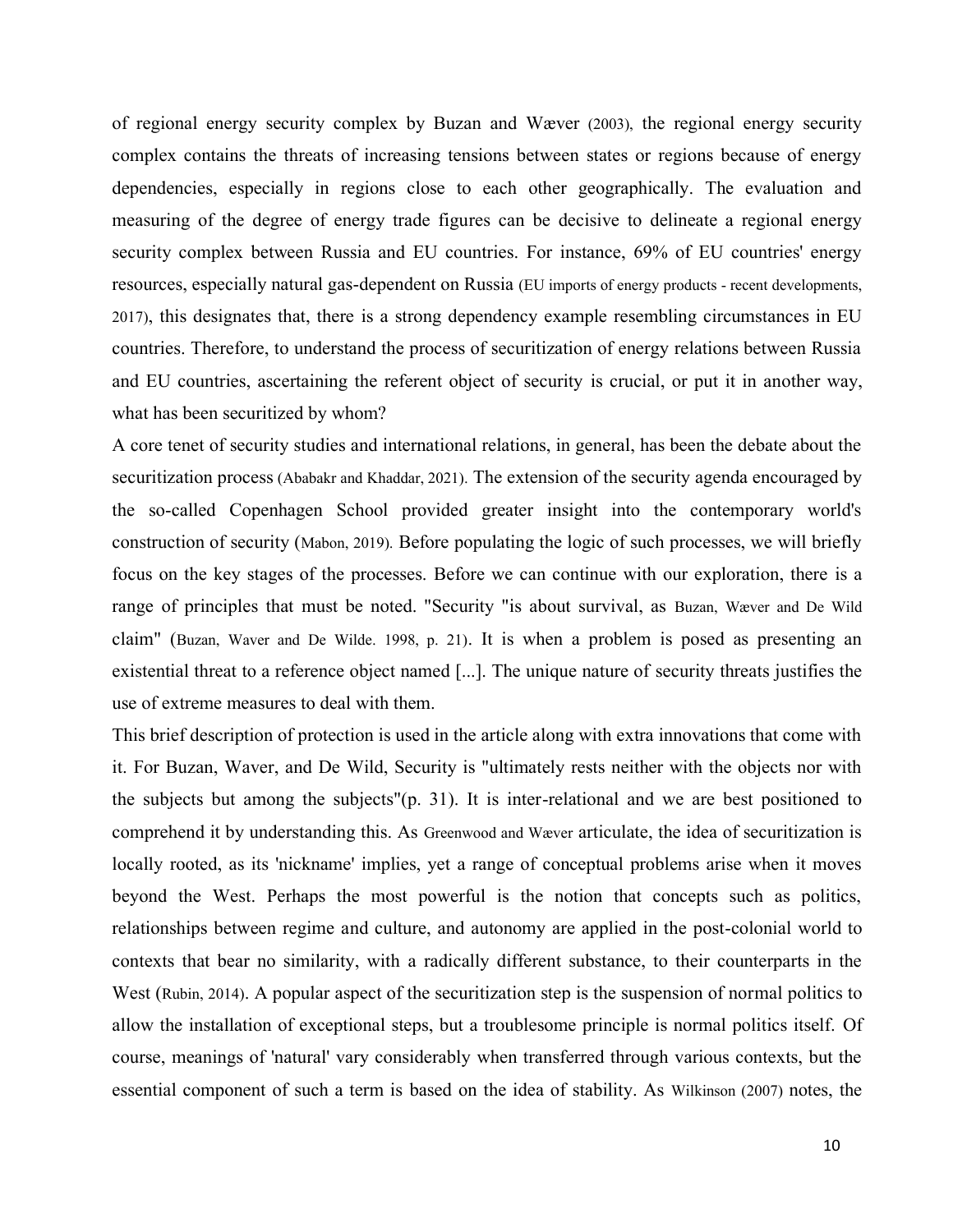of regional energy security complex by Buzan and Wæver (2003), the regional energy security complex contains the threats of increasing tensions between states or regions because of energy dependencies, especially in regions close to each other geographically. The evaluation and measuring of the degree of energy trade figures can be decisive to delineate a regional energy security complex between Russia and EU countries. For instance, 69% of EU countries' energy resources, especially natural gas-dependent on Russia (EU imports of energy products - recent developments, 2017), this designates that, there is a strong dependency example resembling circumstances in EU countries. Therefore, to understand the process of securitization of energy relations between Russia and EU countries, ascertaining the referent object of security is crucial, or put it in another way, what has been securitized by whom?

A core tenet of security studies and international relations, in general, has been the debate about the securitization process (Ababakr and Khaddar, 2021). The extension of the security agenda encouraged by the so-called Copenhagen School provided greater insight into the contemporary world's construction of security (Mabon, 2019). Before populating the logic of such processes, we will briefly focus on the key stages of the processes. Before we can continue with our exploration, there is a range of principles that must be noted. "Security "is about survival, as Buzan, Wæver and De Wild claim" (Buzan, Waver and De Wilde. 1998, p. 21). It is when a problem is posed as presenting an existential threat to a reference object named [...]. The unique nature of security threats justifies the use of extreme measures to deal with them.

This brief description of protection is used in the article along with extra innovations that come with it. For Buzan, Waver, and De Wild, Security is "ultimately rests neither with the objects nor with the subjects but among the subjects"(p. 31). It is inter-relational and we are best positioned to comprehend it by understanding this. As Greenwood and Wæver articulate, the idea of securitization is locally rooted, as its 'nickname' implies, yet a range of conceptual problems arise when it moves beyond the West. Perhaps the most powerful is the notion that concepts such as politics, relationships between regime and culture, and autonomy are applied in the post-colonial world to contexts that bear no similarity, with a radically different substance, to their counterparts in the West (Rubin, 2014). A popular aspect of the securitization step is the suspension of normal politics to allow the installation of exceptional steps, but a troublesome principle is normal politics itself. Of course, meanings of 'natural' vary considerably when transferred through various contexts, but the essential component of such a term is based on the idea of stability. As Wilkinson (2007) notes, the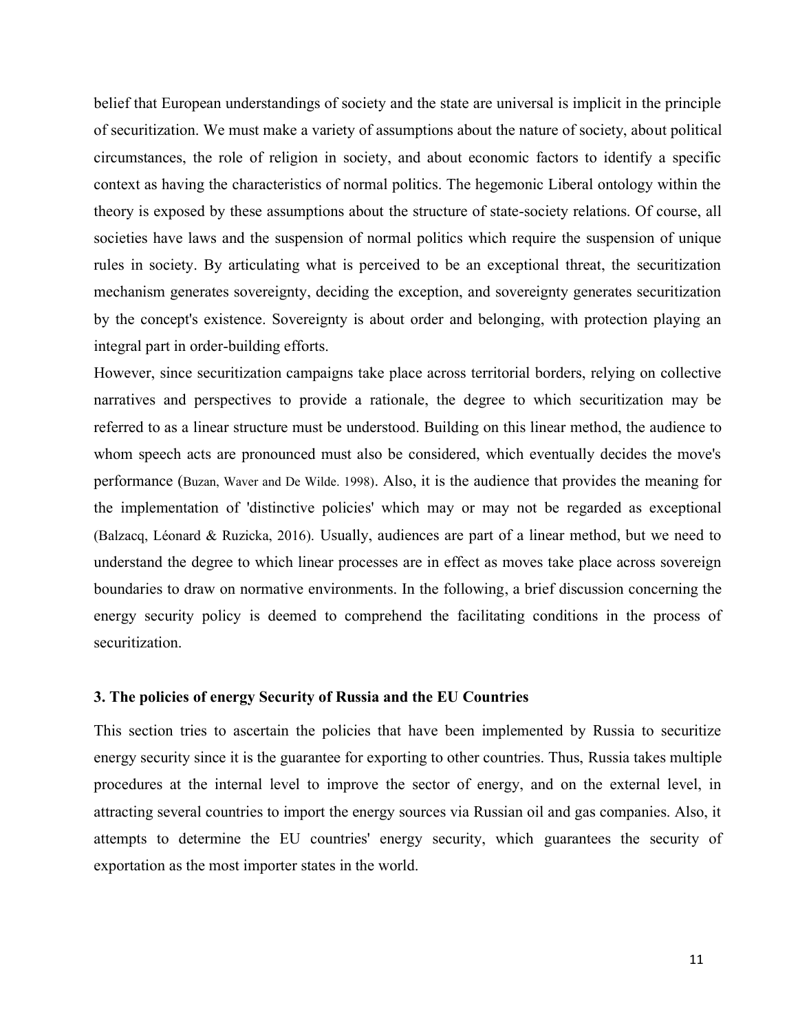belief that European understandings of society and the state are universal is implicit in the principle of securitization. We must make a variety of assumptions about the nature of society, about political circumstances, the role of religion in society, and about economic factors to identify a specific context as having the characteristics of normal politics. The hegemonic Liberal ontology within the theory is exposed by these assumptions about the structure of state-society relations. Of course, all societies have laws and the suspension of normal politics which require the suspension of unique rules in society. By articulating what is perceived to be an exceptional threat, the securitization mechanism generates sovereignty, deciding the exception, and sovereignty generates securitization by the concept's existence. Sovereignty is about order and belonging, with protection playing an integral part in order-building efforts.

However, since securitization campaigns take place across territorial borders, relying on collective narratives and perspectives to provide a rationale, the degree to which securitization may be referred to as a linear structure must be understood. Building on this linear method, the audience to whom speech acts are pronounced must also be considered, which eventually decides the move's performance (Buzan, Waver and De Wilde. 1998). Also, it is the audience that provides the meaning for the implementation of 'distinctive policies' which may or may not be regarded as exceptional (Balzacq, Léonard & Ruzicka, 2016). Usually, audiences are part of a linear method, but we need to understand the degree to which linear processes are in effect as moves take place across sovereign boundaries to draw on normative environments. In the following, a brief discussion concerning the energy security policy is deemed to comprehend the facilitating conditions in the process of securitization.

### 3. The policies of energy Security of Russia and the EU Countries

This section tries to ascertain the policies that have been implemented by Russia to securitize energy security since it is the guarantee for exporting to other countries. Thus, Russia takes multiple procedures at the internal level to improve the sector of energy, and on the external level, in attracting several countries to import the energy sources via Russian oil and gas companies. Also, it attempts to determine the EU countries' energy security, which guarantees the security of exportation as the most importer states in the world.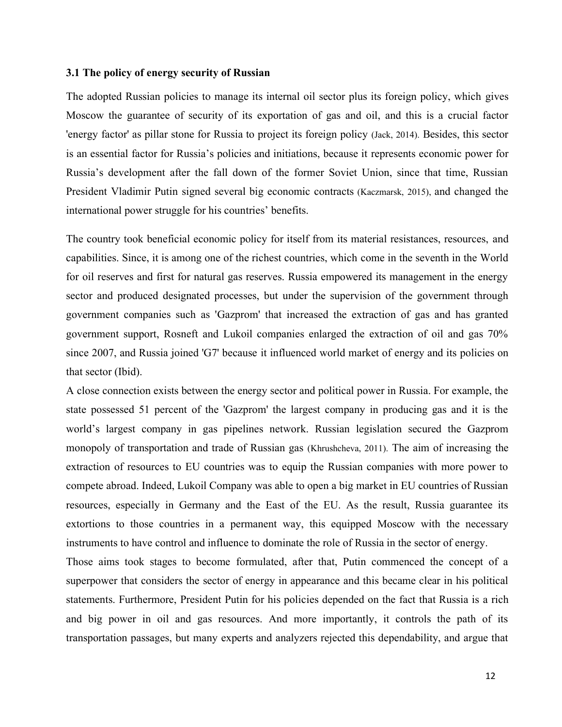### 3.1 The policy of energy security of Russian

The adopted Russian policies to manage its internal oil sector plus its foreign policy, which gives Moscow the guarantee of security of its exportation of gas and oil, and this is a crucial factor 'energy factor' as pillar stone for Russia to project its foreign policy (Jack, 2014). Besides, this sector is an essential factor for Russia's policies and initiations, because it represents economic power for Russia's development after the fall down of the former Soviet Union, since that time, Russian President Vladimir Putin signed several big economic contracts (Kaczmarsk, 2015), and changed the international power struggle for his countries' benefits.

The country took beneficial economic policy for itself from its material resistances, resources, and capabilities. Since, it is among one of the richest countries, which come in the seventh in the World for oil reserves and first for natural gas reserves. Russia empowered its management in the energy sector and produced designated processes, but under the supervision of the government through government companies such as 'Gazprom' that increased the extraction of gas and has granted government support, Rosneft and Lukoil companies enlarged the extraction of oil and gas 70% since 2007, and Russia joined 'G7' because it influenced world market of energy and its policies on that sector (Ibid).

A close connection exists between the energy sector and political power in Russia. For example, the state possessed 51 percent of the 'Gazprom' the largest company in producing gas and it is the world's largest company in gas pipelines network. Russian legislation secured the Gazprom monopoly of transportation and trade of Russian gas (Khrushcheva, 2011). The aim of increasing the extraction of resources to EU countries was to equip the Russian companies with more power to compete abroad. Indeed, Lukoil Company was able to open a big market in EU countries of Russian resources, especially in Germany and the East of the EU. As the result, Russia guarantee its extortions to those countries in a permanent way, this equipped Moscow with the necessary instruments to have control and influence to dominate the role of Russia in the sector of energy.

Those aims took stages to become formulated, after that, Putin commenced the concept of a superpower that considers the sector of energy in appearance and this became clear in his political statements. Furthermore, President Putin for his policies depended on the fact that Russia is a rich and big power in oil and gas resources. And more importantly, it controls the path of its transportation passages, but many experts and analyzers rejected this dependability, and argue that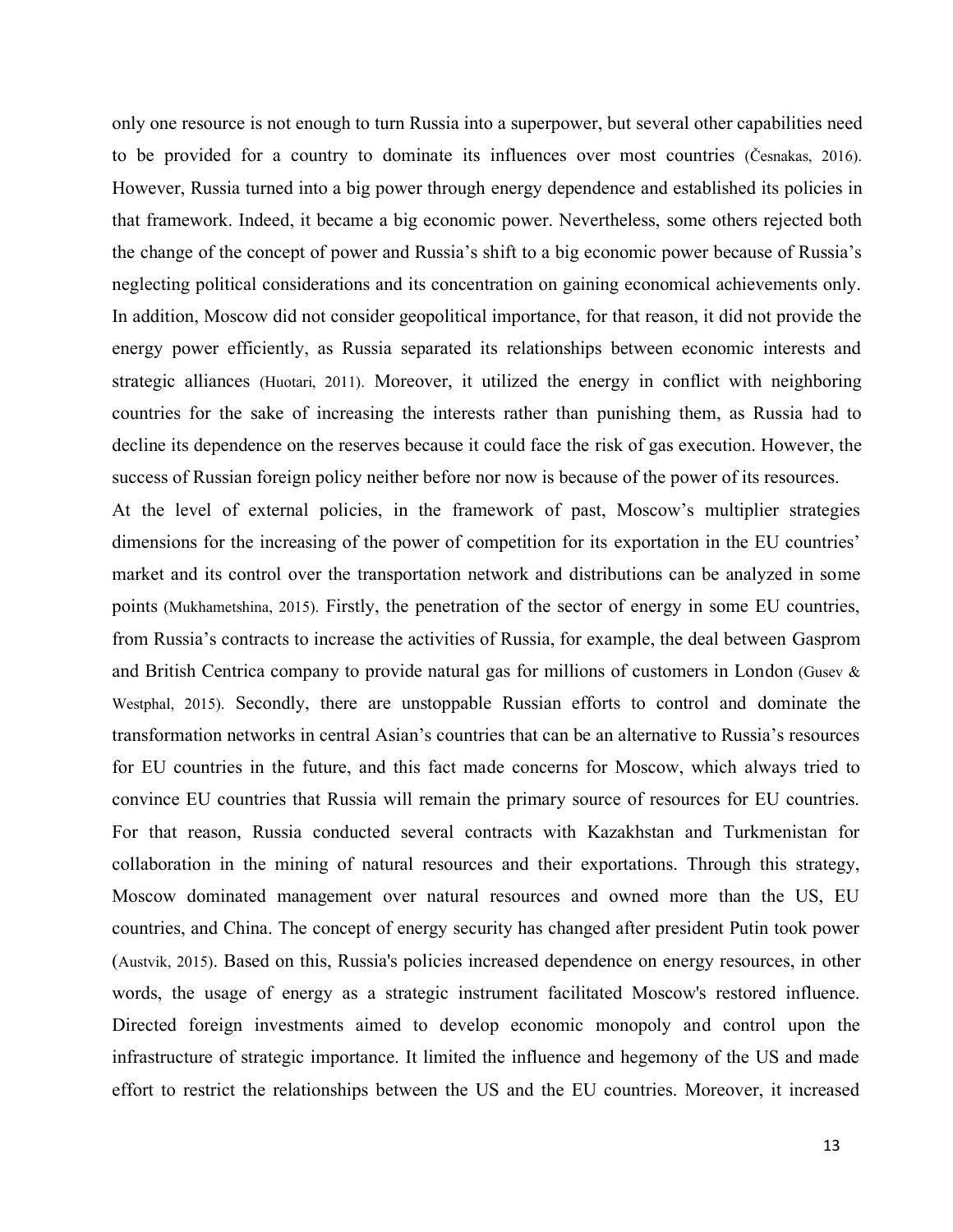only one resource is not enough to turn Russia into a superpower, but several other capabilities need to be provided for a country to dominate its influences over most countries (Česnakas, 2016). However, Russia turned into a big power through energy dependence and established its policies in that framework. Indeed, it became a big economic power. Nevertheless, some others rejected both the change of the concept of power and Russia's shift to a big economic power because of Russia's neglecting political considerations and its concentration on gaining economical achievements only. In addition, Moscow did not consider geopolitical importance, for that reason, it did not provide the energy power efficiently, as Russia separated its relationships between economic interests and strategic alliances (Huotari, 2011). Moreover, it utilized the energy in conflict with neighboring countries for the sake of increasing the interests rather than punishing them, as Russia had to decline its dependence on the reserves because it could face the risk of gas execution. However, the success of Russian foreign policy neither before nor now is because of the power of its resources.

At the level of external policies, in the framework of past, Moscow's multiplier strategies dimensions for the increasing of the power of competition for its exportation in the EU countries' market and its control over the transportation network and distributions can be analyzed in some points (Mukhametshina, 2015). Firstly, the penetration of the sector of energy in some EU countries, from Russia's contracts to increase the activities of Russia, for example, the deal between Gasprom and British Centrica company to provide natural gas for millions of customers in London (Gusev & Westphal, 2015). Secondly, there are unstoppable Russian efforts to control and dominate the transformation networks in central Asian's countries that can be an alternative to Russia's resources for EU countries in the future, and this fact made concerns for Moscow, which always tried to convince EU countries that Russia will remain the primary source of resources for EU countries. For that reason, Russia conducted several contracts with Kazakhstan and Turkmenistan for collaboration in the mining of natural resources and their exportations. Through this strategy, Moscow dominated management over natural resources and owned more than the US, EU countries, and China. The concept of energy security has changed after president Putin took power (Austvik, 2015). Based on this, Russia's policies increased dependence on energy resources, in other words, the usage of energy as a strategic instrument facilitated Moscow's restored influence. Directed foreign investments aimed to develop economic monopoly and control upon the infrastructure of strategic importance. It limited the influence and hegemony of the US and made effort to restrict the relationships between the US and the EU countries. Moreover, it increased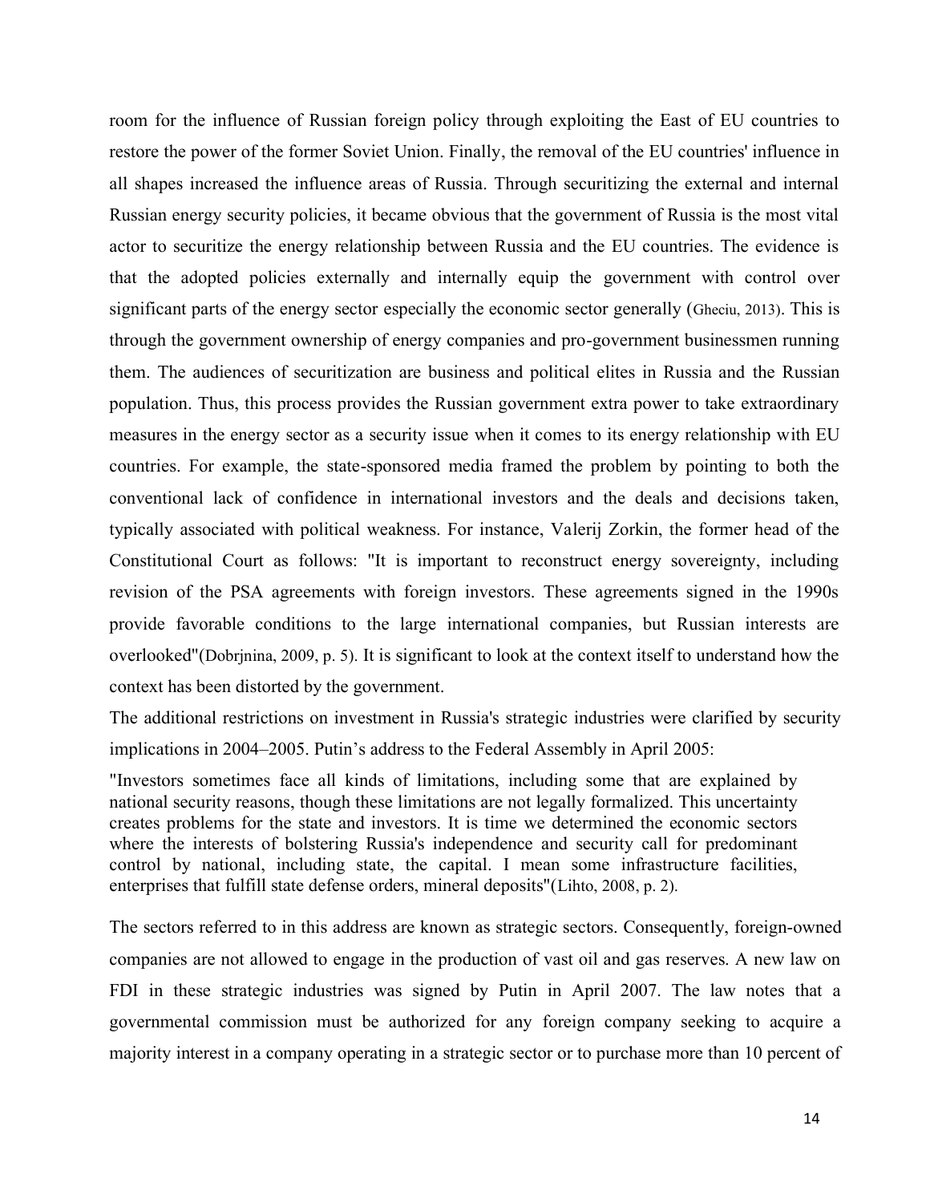room for the influence of Russian foreign policy through exploiting the East of EU countries to restore the power of the former Soviet Union. Finally, the removal of the EU countries' influence in all shapes increased the influence areas of Russia. Through securitizing the external and internal Russian energy security policies, it became obvious that the government of Russia is the most vital actor to securitize the energy relationship between Russia and the EU countries. The evidence is that the adopted policies externally and internally equip the government with control over significant parts of the energy sector especially the economic sector generally (Gheciu, 2013). This is through the government ownership of energy companies and pro-government businessmen running them. The audiences of securitization are business and political elites in Russia and the Russian population. Thus, this process provides the Russian government extra power to take extraordinary measures in the energy sector as a security issue when it comes to its energy relationship with EU countries. For example, the state-sponsored media framed the problem by pointing to both the conventional lack of confidence in international investors and the deals and decisions taken, typically associated with political weakness. For instance, Valerij Zorkin, the former head of the Constitutional Court as follows: "It is important to reconstruct energy sovereignty, including revision of the PSA agreements with foreign investors. These agreements signed in the 1990s provide favorable conditions to the large international companies, but Russian interests are overlooked"(Dobrjnina, 2009, p. 5). It is significant to look at the context itself to understand how the context has been distorted by the government.

The additional restrictions on investment in Russia's strategic industries were clarified by security implications in 2004–2005. Putin's address to the Federal Assembly in April 2005:

> "Investors sometimes face all kinds of limitations, including some that are explained by national security reasons, though these limitations are not legally formalized. This uncertainty creates problems for the state and investors. It is time we determined the economic sectors where the interests of bolstering Russia's independence and security call for predominant control by national, including state, the capital. I mean some infrastructure facilities, enterprises that fulfill state defense orders, mineral deposits"(Lihto, 2008, p. 2).

The sectors referred to in this address are known as strategic sectors. Consequently, foreign-owned companies are not allowed to engage in the production of vast oil and gas reserves. A new law on FDI in these strategic industries was signed by Putin in April 2007. The law notes that a governmental commission must be authorized for any foreign company seeking to acquire a majority interest in a company operating in a strategic sector or to purchase more than 10 percent of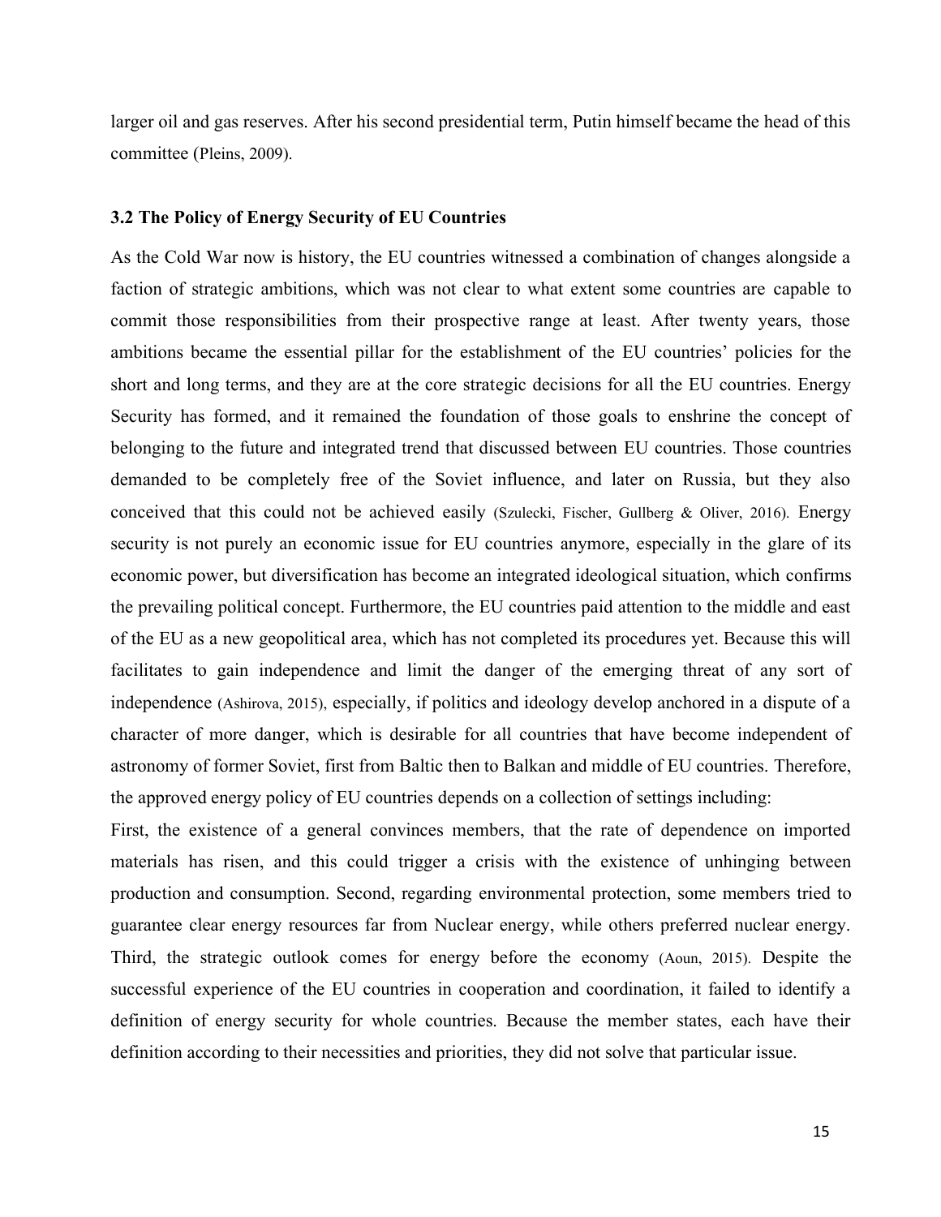larger oil and gas reserves. After his second presidential term, Putin himself became the head of this committee (Pleins, 2009).

### 3.2 The Policy of Energy Security of EU Countries

As the Cold War now is history, the EU countries witnessed a combination of changes alongside a faction of strategic ambitions, which was not clear to what extent some countries are capable to commit those responsibilities from their prospective range at least. After twenty years, those ambitions became the essential pillar for the establishment of the EU countries' policies for the short and long terms, and they are at the core strategic decisions for all the EU countries. Energy Security has formed, and it remained the foundation of those goals to enshrine the concept of belonging to the future and integrated trend that discussed between EU countries. Those countries demanded to be completely free of the Soviet influence, and later on Russia, but they also conceived that this could not be achieved easily (Szulecki, Fischer, Gullberg & Oliver, 2016). Energy security is not purely an economic issue for EU countries anymore, especially in the glare of its economic power, but diversification has become an integrated ideological situation, which confirms the prevailing political concept. Furthermore, the EU countries paid attention to the middle and east of the EU as a new geopolitical area, which has not completed its procedures yet. Because this will facilitates to gain independence and limit the danger of the emerging threat of any sort of independence (Ashirova, 2015), especially, if politics and ideology develop anchored in a dispute of a character of more danger, which is desirable for all countries that have become independent of astronomy of former Soviet, first from Baltic then to Balkan and middle of EU countries. Therefore, the approved energy policy of EU countries depends on a collection of settings including:

First, the existence of a general convinces members, that the rate of dependence on imported materials has risen, and this could trigger a crisis with the existence of unhinging between production and consumption. Second, regarding environmental protection, some members tried to guarantee clear energy resources far from Nuclear energy, while others preferred nuclear energy. Third, the strategic outlook comes for energy before the economy (Aoun, 2015). Despite the successful experience of the EU countries in cooperation and coordination, it failed to identify a definition of energy security for whole countries. Because the member states, each have their definition according to their necessities and priorities, they did not solve that particular issue.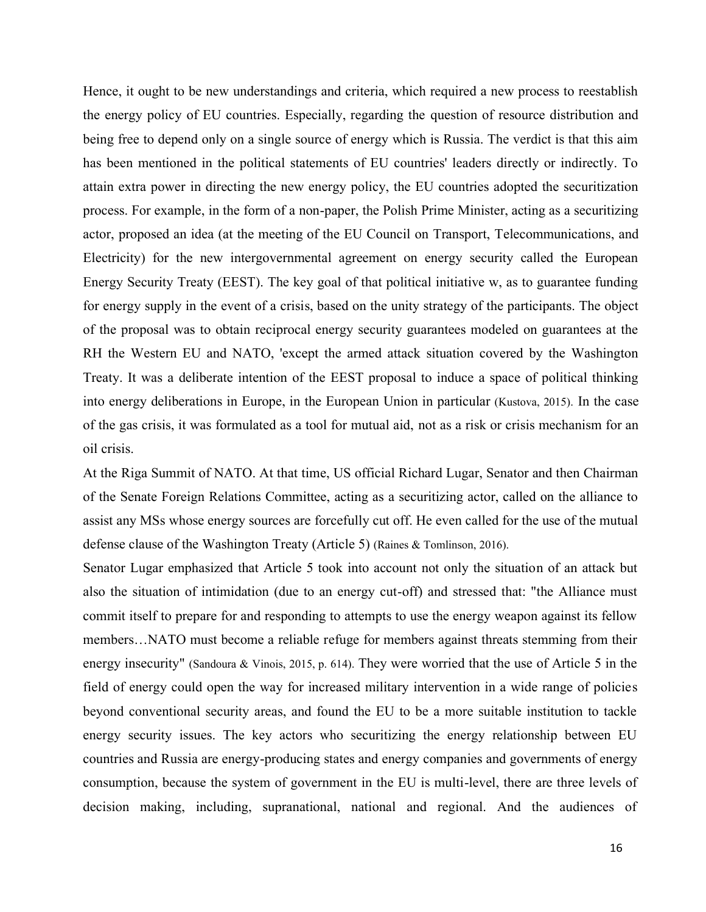Hence, it ought to be new understandings and criteria, which required a new process to reestablish the energy policy of EU countries. Especially, regarding the question of resource distribution and being free to depend only on a single source of energy which is Russia. The verdict is that this aim has been mentioned in the political statements of EU countries' leaders directly or indirectly. To attain extra power in directing the new energy policy, the EU countries adopted the securitization process. For example, in the form of a non-paper, the Polish Prime Minister, acting as a securitizing actor, proposed an idea (at the meeting of the EU Council on Transport, Telecommunications, and Electricity) for the new intergovernmental agreement on energy security called the European Energy Security Treaty (EEST). The key goal of that political initiative w, as to guarantee funding for energy supply in the event of a crisis, based on the unity strategy of the participants. The object of the proposal was to obtain reciprocal energy security guarantees modeled on guarantees at the RH the Western EU and NATO, 'except the armed attack situation covered by the Washington Treaty. It was a deliberate intention of the EEST proposal to induce a space of political thinking into energy deliberations in Europe, in the European Union in particular (Kustova, 2015). In the case of the gas crisis, it was formulated as a tool for mutual aid, not as a risk or crisis mechanism for an oil crisis.

At the Riga Summit of NATO. At that time, US official Richard Lugar, Senator and then Chairman of the Senate Foreign Relations Committee, acting as a securitizing actor, called on the alliance to assist any MSs whose energy sources are forcefully cut off. He even called for the use of the mutual defense clause of the Washington Treaty (Article 5) (Raines & Tomlinson, 2016).

Senator Lugar emphasized that Article 5 took into account not only the situation of an attack but also the situation of intimidation (due to an energy cut-off) and stressed that: "the Alliance must commit itself to prepare for and responding to attempts to use the energy weapon against its fellow members…NATO must become a reliable refuge for members against threats stemming from their energy insecurity" (Sandoura & Vinois, 2015, p. 614). They were worried that the use of Article 5 in the field of energy could open the way for increased military intervention in a wide range of policies beyond conventional security areas, and found the EU to be a more suitable institution to tackle energy security issues. The key actors who securitizing the energy relationship between EU countries and Russia are energy-producing states and energy companies and governments of energy consumption, because the system of government in the EU is multi-level, there are three levels of decision making, including, supranational, national and regional. And the audiences of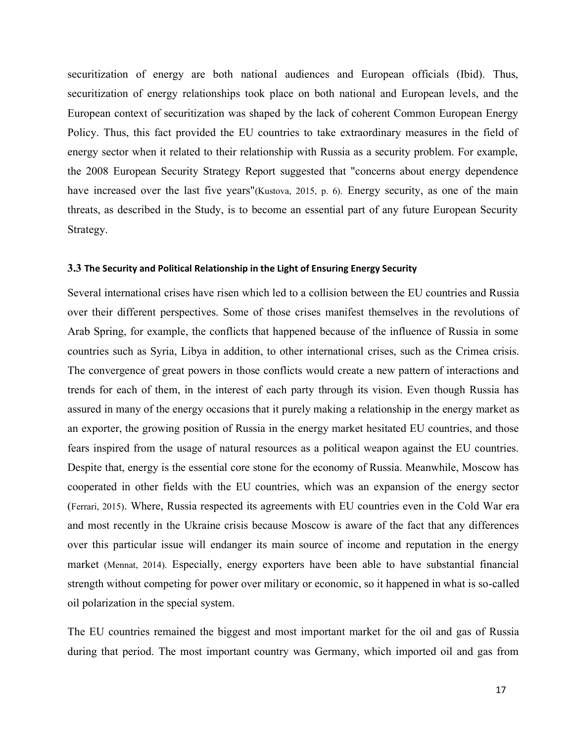securitization of energy are both national audiences and European officials (Ibid). Thus, securitization of energy relationships took place on both national and European levels, and the European context of securitization was shaped by the lack of coherent Common European Energy Policy. Thus, this fact provided the EU countries to take extraordinary measures in the field of energy sector when it related to their relationship with Russia as a security problem. For example, the 2008 European Security Strategy Report suggested that "concerns about energy dependence have increased over the last five years"(Kustova, 2015, p. 6). Energy security, as one of the main threats, as described in the Study, is to become an essential part of any future European Security Strategy.

### 3.3 The Security and Political Relationship in the Light of Ensuring Energy Security

Several international crises have risen which led to a collision between the EU countries and Russia over their different perspectives. Some of those crises manifest themselves in the revolutions of Arab Spring, for example, the conflicts that happened because of the influence of Russia in some countries such as Syria, Libya in addition, to other international crises, such as the Crimea crisis. The convergence of great powers in those conflicts would create a new pattern of interactions and trends for each of them, in the interest of each party through its vision. Even though Russia has assured in many of the energy occasions that it purely making a relationship in the energy market as an exporter, the growing position of Russia in the energy market hesitated EU countries, and those fears inspired from the usage of natural resources as a political weapon against the EU countries. Despite that, energy is the essential core stone for the economy of Russia. Meanwhile, Moscow has cooperated in other fields with the EU countries, which was an expansion of the energy sector (Ferrari, 2015). Where, Russia respected its agreements with EU countries even in the Cold War era and most recently in the Ukraine crisis because Moscow is aware of the fact that any differences over this particular issue will endanger its main source of income and reputation in the energy market (Mennat, 2014). Especially, energy exporters have been able to have substantial financial strength without competing for power over military or economic, so it happened in what is so-called oil polarization in the special system.

The EU countries remained the biggest and most important market for the oil and gas of Russia during that period. The most important country was Germany, which imported oil and gas from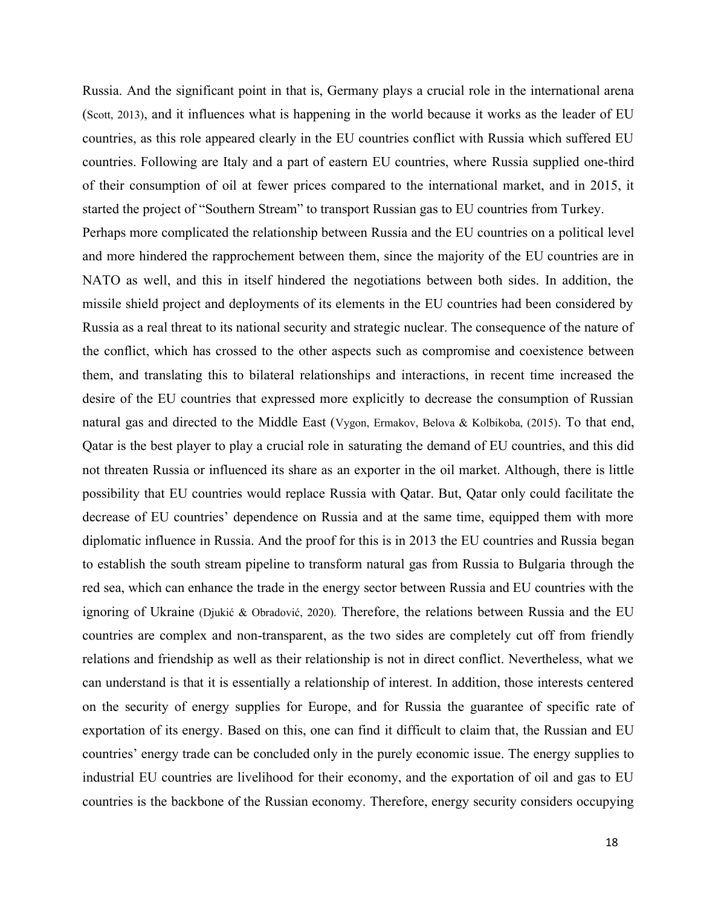Russia. And the significant point in that is, Germany plays a crucial role in the international arena (Scott, 2013), and it influences what is happening in the world because it works as the leader of EU countries, as this role appeared clearly in the EU countries conflict with Russia which suffered EU countries. Following are Italy and a part of eastern EU countries, where Russia supplied one-third of their consumption of oil at fewer prices compared to the international market, and in 2015, it started the project of "Southern Stream" to transport Russian gas to EU countries from Turkey.

Perhaps more complicated the relationship between Russia and the EU countries on a political level and more hindered the rapprochement between them, since the majority of the EU countries are in NATO as well, and this in itself hindered the negotiations between both sides. In addition, the missile shield project and deployments of its elements in the EU countries had been considered by Russia as a real threat to its national security and strategic nuclear. The consequence of the nature of the conflict, which has crossed to the other aspects such as compromise and coexistence between them, and translating this to bilateral relationships and interactions, in recent time increased the desire of the EU countries that expressed more explicitly to decrease the consumption of Russian natural gas and directed to the Middle East (Vygon, Ermakov, Belova & Kolbikoba, (2015). To that end, Qatar is the best player to play a crucial role in saturating the demand of EU countries, and this did not threaten Russia or influenced its share as an exporter in the oil market. Although, there is little possibility that EU countries would replace Russia with Qatar. But, Qatar only could facilitate the decrease of EU countries' dependence on Russia and at the same time, equipped them with more diplomatic influence in Russia. And the proof for this is in 2013 the EU countries and Russia began to establish the south stream pipeline to transform natural gas from Russia to Bulgaria through the red sea, which can enhance the trade in the energy sector between Russia and EU countries with the ignoring of Ukraine (Djukić & Obradović, 2020). Therefore, the relations between Russia and the EU countries are complex and non-transparent, as the two sides are completely cut off from friendly relations and friendship as well as their relationship is not in direct conflict. Nevertheless, what we can understand is that it is essentially a relationship of interest. In addition, those interests centered on the security of energy supplies for Europe, and for Russia the guarantee of specific rate of exportation of its energy. Based on this, one can find it difficult to claim that, the Russian and EU countries' energy trade can be concluded only in the purely economic issue. The energy supplies to industrial EU countries are livelihood for their economy, and the exportation of oil and gas to EU countries is the backbone of the Russian economy. Therefore, energy security considers occupying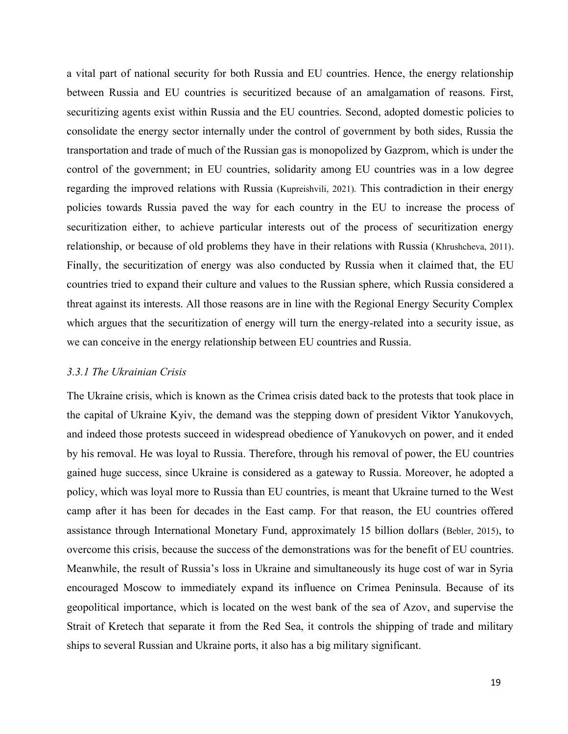a vital part of national security for both Russia and EU countries. Hence, the energy relationship between Russia and EU countries is securitized because of an amalgamation of reasons. First, securitizing agents exist within Russia and the EU countries. Second, adopted domestic policies to consolidate the energy sector internally under the control of government by both sides, Russia the transportation and trade of much of the Russian gas is monopolized by Gazprom, which is under the control of the government; in EU countries, solidarity among EU countries was in a low degree regarding the improved relations with Russia (Kupreishvili, 2021). This contradiction in their energy policies towards Russia paved the way for each country in the EU to increase the process of securitization either, to achieve particular interests out of the process of securitization energy relationship, or because of old problems they have in their relations with Russia (Khrushcheva, 2011). Finally, the securitization of energy was also conducted by Russia when it claimed that, the EU countries tried to expand their culture and values to the Russian sphere, which Russia considered a threat against its interests. All those reasons are in line with the Regional Energy Security Complex which argues that the securitization of energy will turn the energy-related into a security issue, as we can conceive in the energy relationship between EU countries and Russia.

### *3.3.1 The Ukrainian Crisis*

The Ukraine crisis, which is known as the Crimea crisis dated back to the protests that took place in the capital of Ukraine Kyiv, the demand was the stepping down of president Viktor Yanukovych, and indeed those protests succeed in widespread obedience of Yanukovych on power, and it ended by his removal. He was loyal to Russia. Therefore, through his removal of power, the EU countries gained huge success, since Ukraine is considered as a gateway to Russia. Moreover, he adopted a policy, which was loyal more to Russia than EU countries, is meant that Ukraine turned to the West camp after it has been for decades in the East camp. For that reason, the EU countries offered assistance through International Monetary Fund, approximately 15 billion dollars (Bebler, 2015), to overcome this crisis, because the success of the demonstrations was for the benefit of EU countries. Meanwhile, the result of Russia's loss in Ukraine and simultaneously its huge cost of war in Syria encouraged Moscow to immediately expand its influence on Crimea Peninsula. Because of its geopolitical importance, which is located on the west bank of the sea of Azov, and supervise the Strait of Kretech that separate it from the Red Sea, it controls the shipping of trade and military ships to several Russian and Ukraine ports, it also has a big military significant.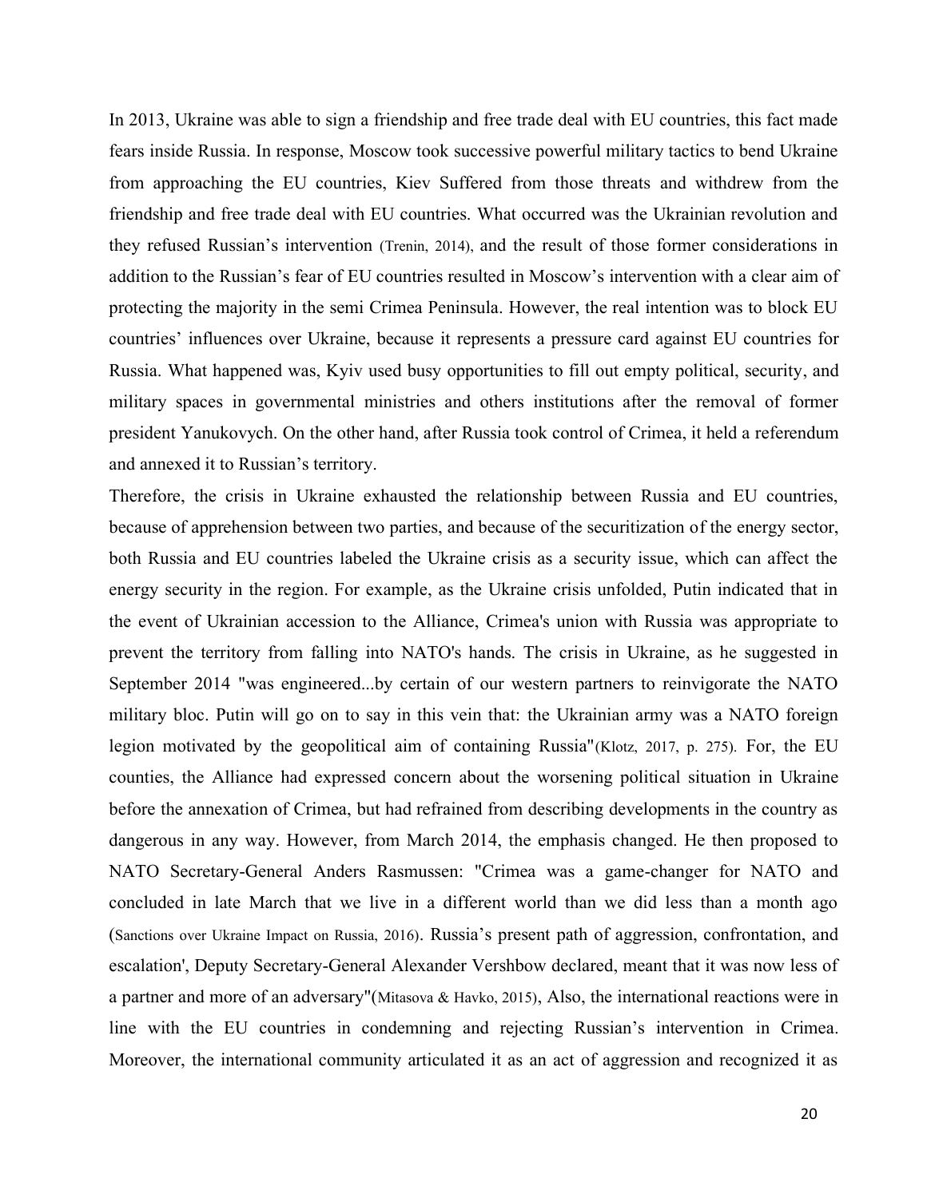In 2013, Ukraine was able to sign a friendship and free trade deal with EU countries, this fact made fears inside Russia. In response, Moscow took successive powerful military tactics to bend Ukraine from approaching the EU countries, Kiev Suffered from those threats and withdrew from the friendship and free trade deal with EU countries. What occurred was the Ukrainian revolution and they refused Russian's intervention (Trenin, 2014), and the result of those former considerations in addition to the Russian's fear of EU countries resulted in Moscow's intervention with a clear aim of protecting the majority in the semi Crimea Peninsula. However, the real intention was to block EU countries' influences over Ukraine, because it represents a pressure card against EU countries for Russia. What happened was, Kyiv used busy opportunities to fill out empty political, security, and military spaces in governmental ministries and others institutions after the removal of former president Yanukovych. On the other hand, after Russia took control of Crimea, it held a referendum and annexed it to Russian's territory.

Therefore, the crisis in Ukraine exhausted the relationship between Russia and EU countries, because of apprehension between two parties, and because of the securitization of the energy sector, both Russia and EU countries labeled the Ukraine crisis as a security issue, which can affect the energy security in the region. For example, as the Ukraine crisis unfolded, Putin indicated that in the event of Ukrainian accession to the Alliance, Crimea's union with Russia was appropriate to prevent the territory from falling into NATO's hands. The crisis in Ukraine, as he suggested in September 2014 "was engineered...by certain of our western partners to reinvigorate the NATO military bloc. Putin will go on to say in this vein that: the Ukrainian army was a NATO foreign legion motivated by the geopolitical aim of containing Russia"(Klotz, 2017, p. 275). For, the EU counties, the Alliance had expressed concern about the worsening political situation in Ukraine before the annexation of Crimea, but had refrained from describing developments in the country as dangerous in any way. However, from March 2014, the emphasis changed. He then proposed to NATO Secretary-General Anders Rasmussen: "Crimea was a game-changer for NATO and concluded in late March that we live in a different world than we did less than a month ago (Sanctions over Ukraine Impact on Russia, 2016). Russia's present path of aggression, confrontation, and escalation', Deputy Secretary-General Alexander Vershbow declared, meant that it was now less of a partner and more of an adversary"(Mitasova & Havko, 2015), Also, the international reactions were in line with the EU countries in condemning and rejecting Russian's intervention in Crimea. Moreover, the international community articulated it as an act of aggression and recognized it as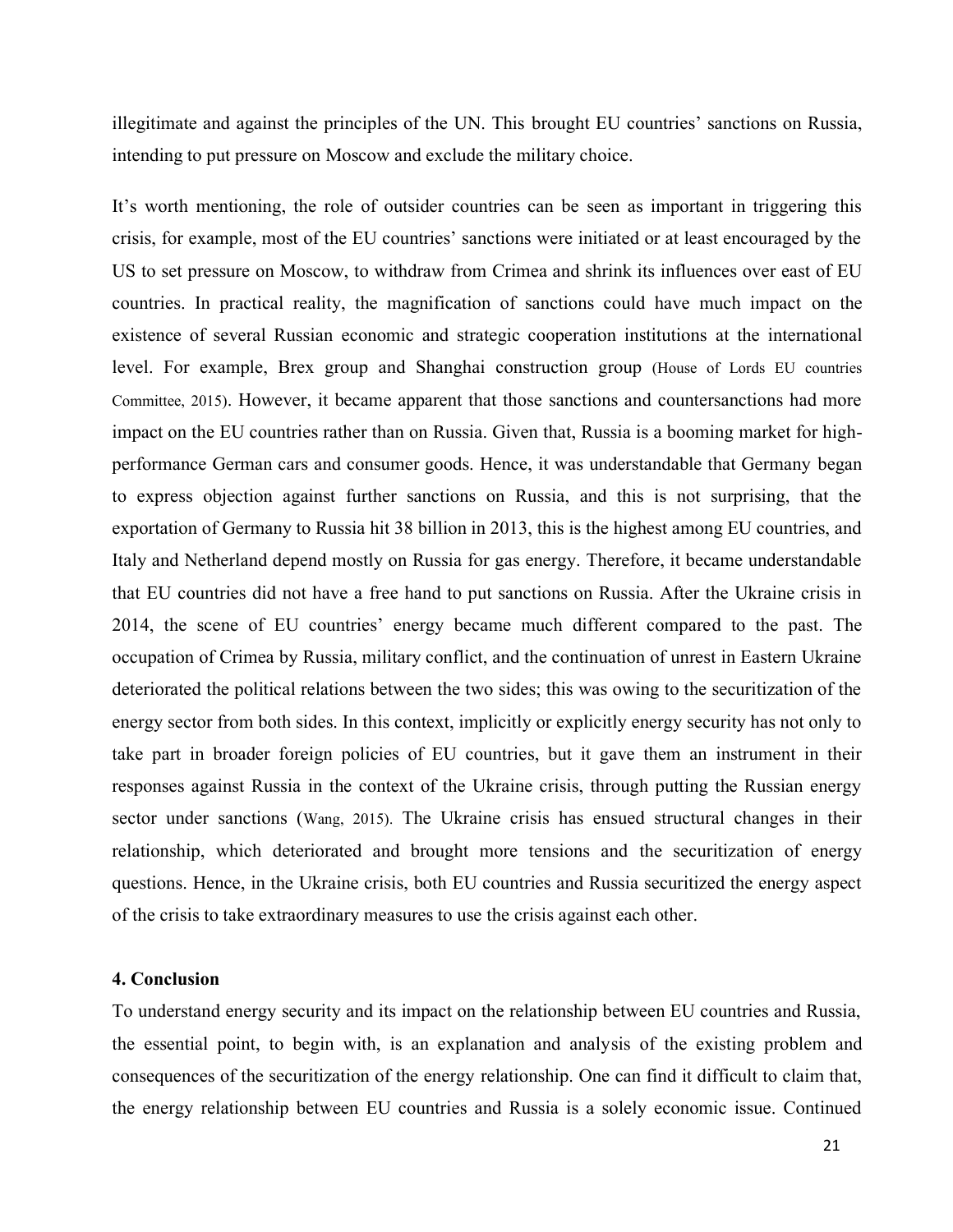illegitimate and against the principles of the UN. This brought EU countries' sanctions on Russia, intending to put pressure on Moscow and exclude the military choice.

It's worth mentioning, the role of outsider countries can be seen as important in triggering this crisis, for example, most of the EU countries' sanctions were initiated or at least encouraged by the US to set pressure on Moscow, to withdraw from Crimea and shrink its influences over east of EU countries. In practical reality, the magnification of sanctions could have much impact on the existence of several Russian economic and strategic cooperation institutions at the international level. For example, Brex group and Shanghai construction group (House of Lords EU countries Committee, 2015). However, it became apparent that those sanctions and countersanctions had more impact on the EU countries rather than on Russia. Given that, Russia is a booming market for high-performance German cars and consumer goods. Hence, it was understandable that Germany began to express objection against further sanctions on Russia, and this is not surprising, that the exportation of Germany to Russia hit 38 billion in 2013, this is the highest among EU countries, and Italy and Netherland depend mostly on Russia for gas energy. Therefore, it became understandable that EU countries did not have a free hand to put sanctions on Russia. After the Ukraine crisis in 2014, the scene of EU countries' energy became much different compared to the past. The occupation of Crimea by Russia, military conflict, and the continuation of unrest in Eastern Ukraine deteriorated the political relations between the two sides; this was owing to the securitization of the energy sector from both sides. In this context, implicitly or explicitly energy security has not only to take part in broader foreign policies of EU countries, but it gave them an instrument in their responses against Russia in the context of the Ukraine crisis, through putting the Russian energy sector under sanctions (Wang, 2015). The Ukraine crisis has ensued structural changes in their relationship, which deteriorated and brought more tensions and the securitization of energy questions. Hence, in the Ukraine crisis, both EU countries and Russia securitized the energy aspect of the crisis to take extraordinary measures to use the crisis against each other.

## 4. Conclusion

To understand energy security and its impact on the relationship between EU countries and Russia, the essential point, to begin with, is an explanation and analysis of the existing problem and consequences of the securitization of the energy relationship. One can find it difficult to claim that, the energy relationship between EU countries and Russia is a solely economic issue. Continued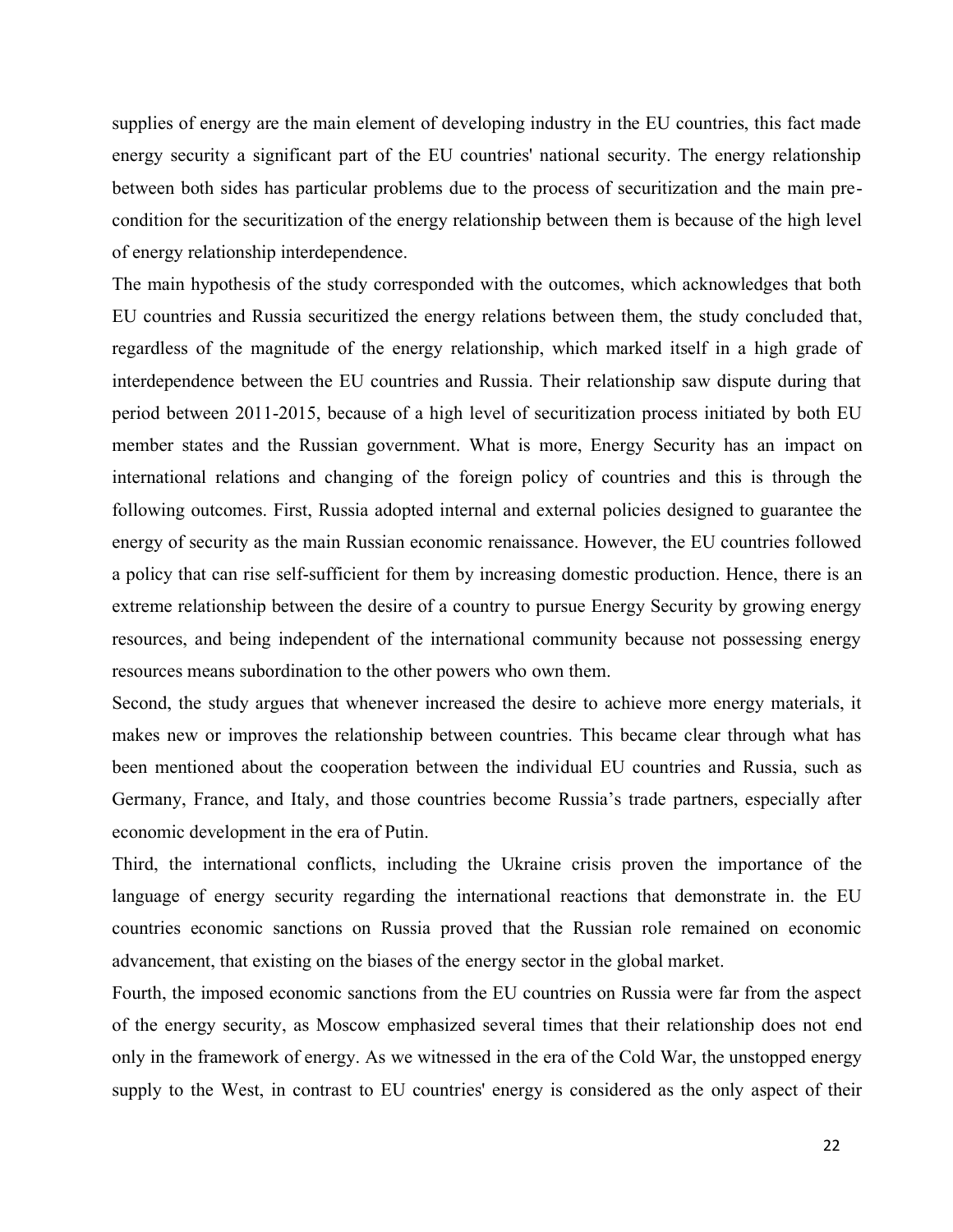supplies of energy are the main element of developing industry in the EU countries, this fact made energy security a significant part of the EU countries' national security. The energy relationship between both sides has particular problems due to the process of securitization and the main pre-condition for the securitization of the energy relationship between them is because of the high level of energy relationship interdependence.

The main hypothesis of the study corresponded with the outcomes, which acknowledges that both EU countries and Russia securitized the energy relations between them, the study concluded that, regardless of the magnitude of the energy relationship, which marked itself in a high grade of interdependence between the EU countries and Russia. Their relationship saw dispute during that period between 2011-2015, because of a high level of securitization process initiated by both EU member states and the Russian government. What is more, Energy Security has an impact on international relations and changing of the foreign policy of countries and this is through the following outcomes. First, Russia adopted internal and external policies designed to guarantee the energy of security as the main Russian economic renaissance. However, the EU countries followed a policy that can rise self-sufficient for them by increasing domestic production. Hence, there is an extreme relationship between the desire of a country to pursue Energy Security by growing energy resources, and being independent of the international community because not possessing energy resources means subordination to the other powers who own them.

Second, the study argues that whenever increased the desire to achieve more energy materials, it makes new or improves the relationship between countries. This became clear through what has been mentioned about the cooperation between the individual EU countries and Russia, such as Germany, France, and Italy, and those countries become Russia's trade partners, especially after economic development in the era of Putin.

Third, the international conflicts, including the Ukraine crisis proven the importance of the language of energy security regarding the international reactions that demonstrate in. the EU countries economic sanctions on Russia proved that the Russian role remained on economic advancement, that existing on the biases of the energy sector in the global market.

Fourth, the imposed economic sanctions from the EU countries on Russia were far from the aspect of the energy security, as Moscow emphasized several times that their relationship does not end only in the framework of energy. As we witnessed in the era of the Cold War, the unstopped energy supply to the West, in contrast to EU countries' energy is considered as the only aspect of their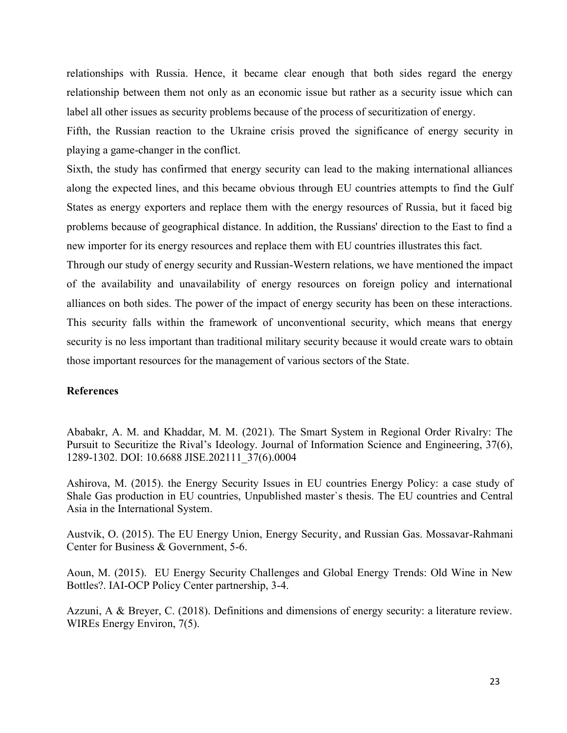relationships with Russia. Hence, it became clear enough that both sides regard the energy relationship between them not only as an economic issue but rather as a security issue which can label all other issues as security problems because of the process of securitization of energy.

Fifth, the Russian reaction to the Ukraine crisis proved the significance of energy security in playing a game-changer in the conflict.

Sixth, the study has confirmed that energy security can lead to the making international alliances along the expected lines, and this became obvious through EU countries attempts to find the Gulf States as energy exporters and replace them with the energy resources of Russia, but it faced big problems because of geographical distance. In addition, the Russians' direction to the East to find a new importer for its energy resources and replace them with EU countries illustrates this fact.

Through our study of energy security and Russian-Western relations, we have mentioned the impact of the availability and unavailability of energy resources on foreign policy and international alliances on both sides. The power of the impact of energy security has been on these interactions. This security falls within the framework of unconventional security, which means that energy security is no less important than traditional military security because it would create wars to obtain those important resources for the management of various sectors of the State.

## References

Ababakr, A. M. and Khaddar, M. M. (2021). The Smart System in Regional Order Rivalry: The Pursuit to Securitize the Rival's Ideology. Journal of Information Science and Engineering, 37(6), 1289-1302. DOI: 10.6688 JISE.202111_37(6).0004

Ashirova, M. (2015). the Energy Security Issues in EU countries Energy Policy: a case study of Shale Gas production in EU countries, Unpublished master`s thesis. The EU countries and Central Asia in the International System.

Austvik, O. (2015). The EU Energy Union, Energy Security, and Russian Gas. Mossavar-Rahmani Center for Business & Government, 5-6.

Aoun, M. (2015). EU Energy Security Challenges and Global Energy Trends: Old Wine in New Bottles?. IAI-OCP Policy Center partnership, 3-4.

Azzuni, A & Breyer, C. (2018). Definitions and dimensions of energy security: a literature review. WIREs Energy Environ, 7(5).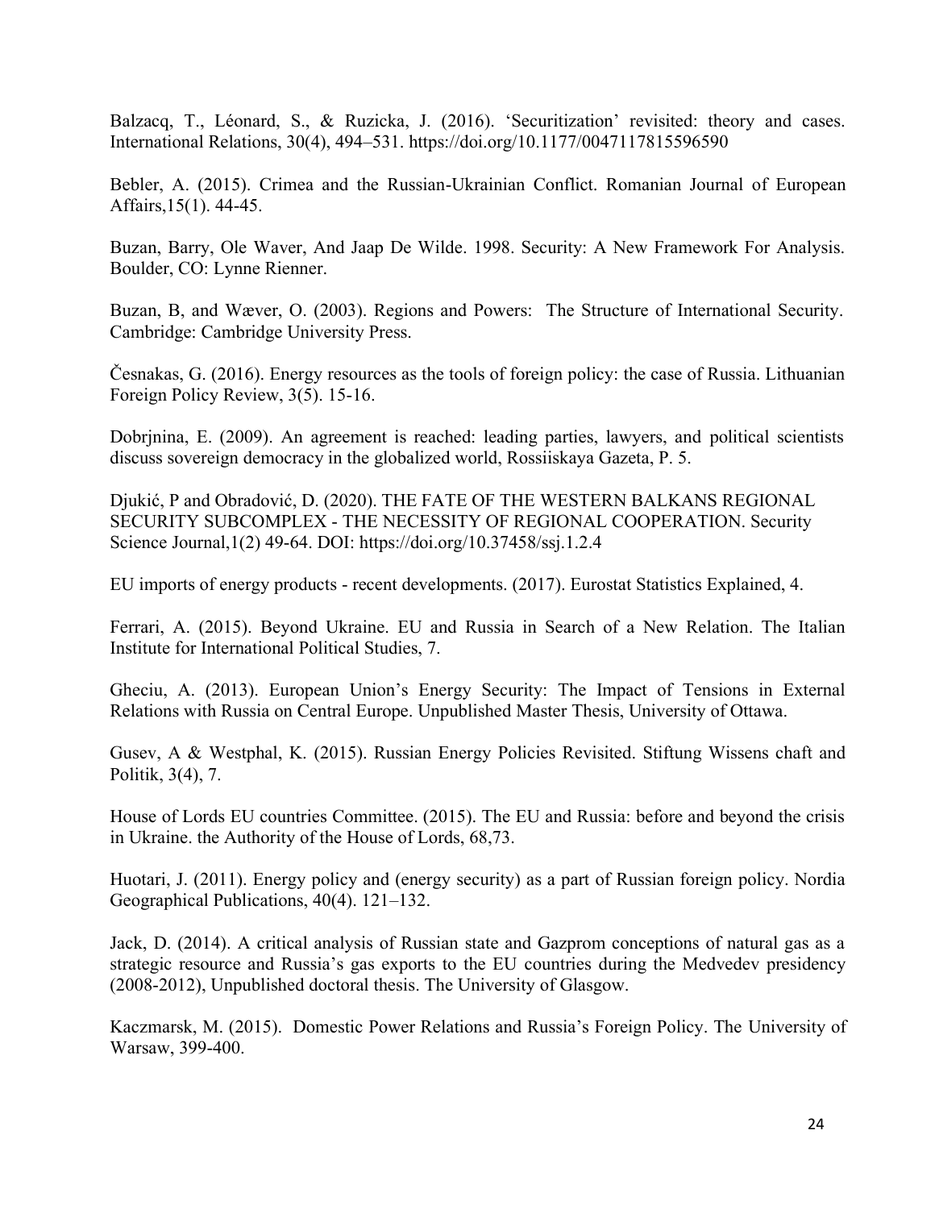Balzacq, T., Léonard, S., & Ruzicka, J. (2016). 'Securitization' revisited: theory and cases. International Relations, 30(4), 494–531. https://doi.org/10.1177/0047117815596590

Bebler, A. (2015). Crimea and the Russian-Ukrainian Conflict. Romanian Journal of European Affairs,15(1). 44-45.

Buzan, Barry, Ole Waver, And Jaap De Wilde. 1998. Security: A New Framework For Analysis. Boulder, CO: Lynne Rienner.

Buzan, B, and Wæver, O. (2003). Regions and Powers: The Structure of International Security. Cambridge: Cambridge University Press.

Česnakas, G. (2016). Energy resources as the tools of foreign policy: the case of Russia. Lithuanian Foreign Policy Review, 3(5). 15-16.

Dobrjnina, E. (2009). An agreement is reached: leading parties, lawyers, and political scientists discuss sovereign democracy in the globalized world, Rossiiskaya Gazeta, P. 5.

Djukić, P and Obradović, D. (2020). THE FATE OF THE WESTERN BALKANS REGIONAL SECURITY SUBCOMPLEX - THE NECESSITY OF REGIONAL COOPERATION. Security Science Journal,1(2) 49-64. DOI: https://doi.org/10.37458/ssj.1.2.4

EU imports of energy products - recent developments. (2017). Eurostat Statistics Explained, 4.

Ferrari, A. (2015). Beyond Ukraine. EU and Russia in Search of a New Relation. The Italian Institute for International Political Studies, 7.

Gheciu, A. (2013). European Union's Energy Security: The Impact of Tensions in External Relations with Russia on Central Europe. Unpublished Master Thesis, University of Ottawa.

Gusev, A & Westphal, K. (2015). Russian Energy Policies Revisited. Stiftung Wissens chaft and Politik, 3(4), 7.

House of Lords EU countries Committee. (2015). The EU and Russia: before and beyond the crisis in Ukraine. the Authority of the House of Lords, 68,73.

Huotari, J. (2011). Energy policy and (energy security) as a part of Russian foreign policy. Nordia Geographical Publications, 40(4). 121–132.

Jack, D. (2014). A critical analysis of Russian state and Gazprom conceptions of natural gas as a strategic resource and Russia's gas exports to the EU countries during the Medvedev presidency (2008-2012), Unpublished doctoral thesis. The University of Glasgow.

Kaczmarsk, M. (2015). Domestic Power Relations and Russia's Foreign Policy. The University of Warsaw, 399-400.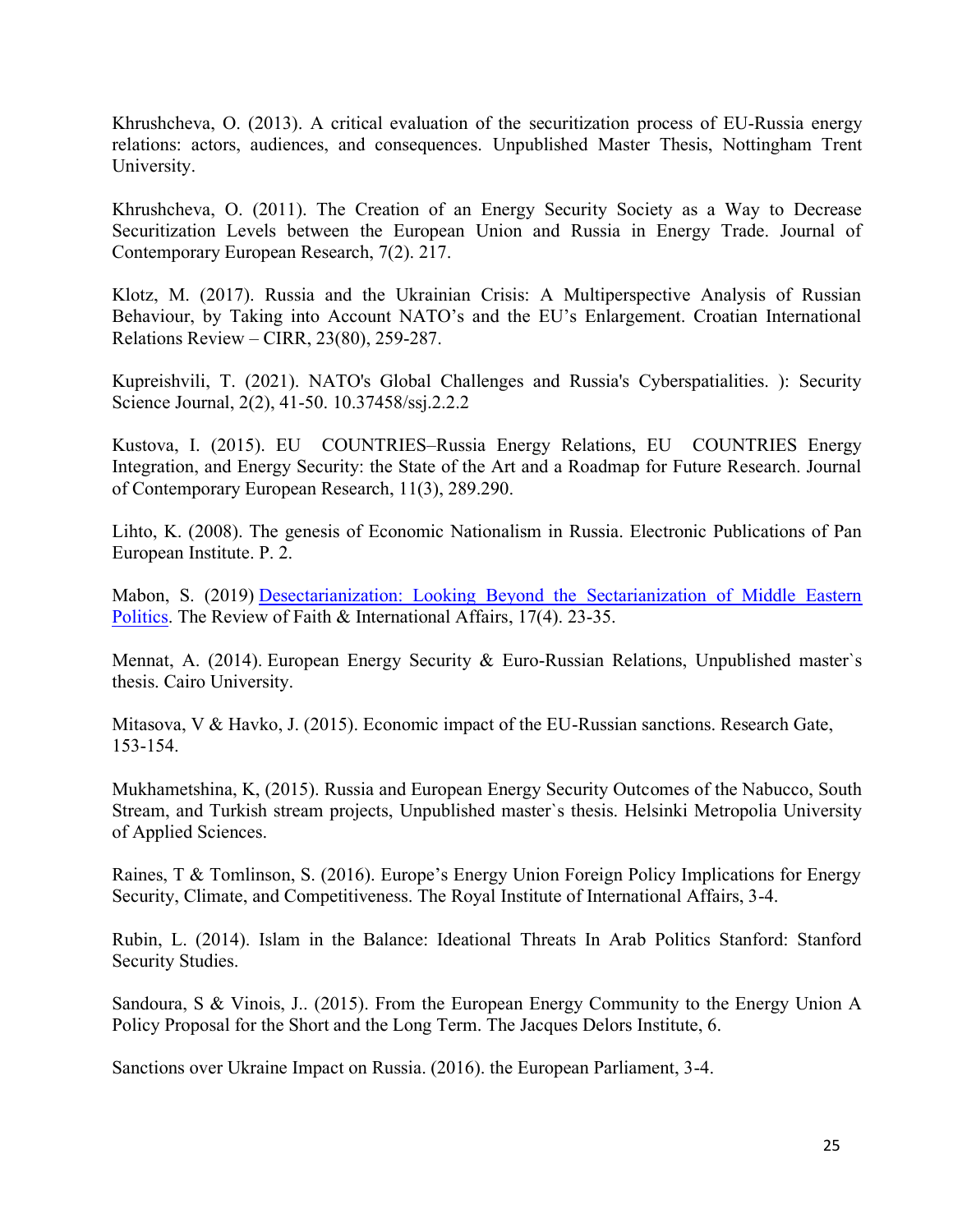Khrushcheva, O. (2013). A critical evaluation of the securitization process of EU-Russia energy relations: actors, audiences, and consequences. Unpublished Master Thesis, Nottingham Trent University.

Khrushcheva, O. (2011). The Creation of an Energy Security Society as a Way to Decrease Securitization Levels between the European Union and Russia in Energy Trade. Journal of Contemporary European Research, 7(2). 217.

Klotz, M. (2017). Russia and the Ukrainian Crisis: A Multiperspective Analysis of Russian Behaviour, by Taking into Account NATO's and the EU's Enlargement. Croatian International Relations Review – CIRR, 23(80), 259-287.

Kupreishvili, T. (2021). NATO's Global Challenges and Russia's Cyberspatialities. ): Security Science Journal, 2(2), 41-50. 10.37458/ssj.2.2.2

Kustova, I. (2015). EU COUNTRIES–Russia Energy Relations, EU COUNTRIES Energy Integration, and Energy Security: the State of the Art and a Roadmap for Future Research. Journal of Contemporary European Research, 11(3), 289.290.

Lihto, K. (2008). The genesis of Economic Nationalism in Russia. Electronic Publications of Pan European Institute. P. 2.

Mabon, S. (2019) [Desectarianization: Looking Beyond the Sectarianization of Middle Eastern Politics](). The Review of Faith & International Affairs, 17(4). 23-35.

Mennat, A. (2014). European Energy Security & Euro-Russian Relations, Unpublished master`s thesis. Cairo University.

Mitasova, V & Havko, J. (2015). Economic impact of the EU-Russian sanctions. Research Gate, 153-154.

Mukhametshina, K, (2015). Russia and European Energy Security Outcomes of the Nabucco, South Stream, and Turkish stream projects, Unpublished master`s thesis. Helsinki Metropolia University of Applied Sciences.

Raines, T & Tomlinson, S. (2016). Europe's Energy Union Foreign Policy Implications for Energy Security, Climate, and Competitiveness. The Royal Institute of International Affairs, 3-4.

Rubin, L. (2014). Islam in the Balance: Ideational Threats In Arab Politics Stanford: Stanford Security Studies.

Sandoura, S & Vinois, J.. (2015). From the European Energy Community to the Energy Union A Policy Proposal for the Short and the Long Term. The Jacques Delors Institute, 6.

Sanctions over Ukraine Impact on Russia. (2016). the European Parliament, 3-4.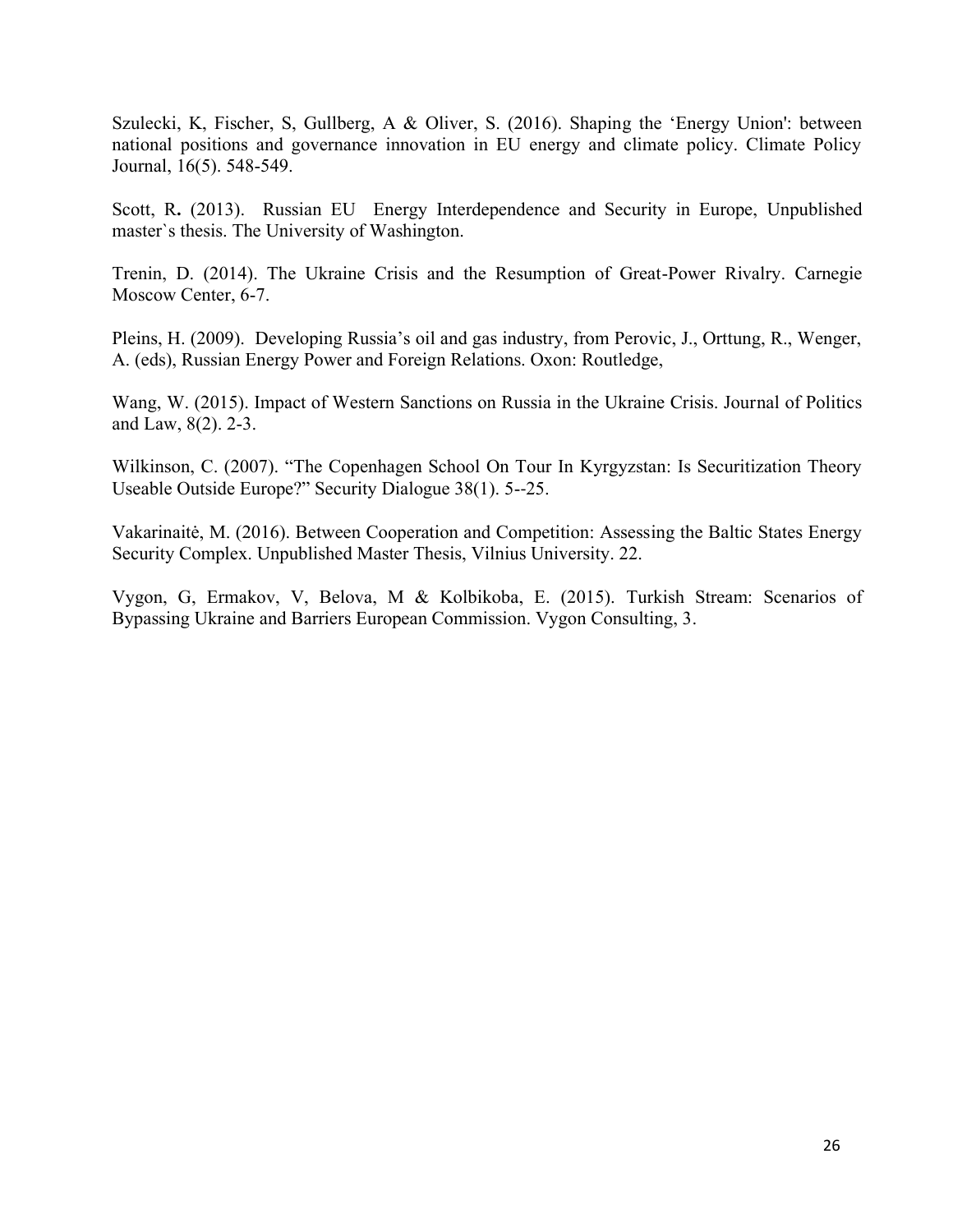Szulecki, K, Fischer, S, Gullberg, A & Oliver, S. (2016). Shaping the 'Energy Union': between national positions and governance innovation in EU energy and climate policy. Climate Policy Journal, 16(5). 548-549.

Scott, R**.** (2013). Russian EU Energy Interdependence and Security in Europe, Unpublished master`s thesis. The University of Washington.

Trenin, D. (2014). The Ukraine Crisis and the Resumption of Great-Power Rivalry. Carnegie Moscow Center, 6-7.

Pleins, H. (2009). Developing Russia's oil and gas industry, from Perovic, J., Orttung, R., Wenger, A. (eds), Russian Energy Power and Foreign Relations. Oxon: Routledge,

Wang, W. (2015). Impact of Western Sanctions on Russia in the Ukraine Crisis. Journal of Politics and Law, 8(2). 2-3.

Wilkinson, C. (2007). "The Copenhagen School On Tour In Kyrgyzstan: Is Securitization Theory Useable Outside Europe?" Security Dialogue 38(1). 5--25.

Vakarinaitė, M. (2016). Between Cooperation and Competition: Assessing the Baltic States Energy Security Complex. Unpublished Master Thesis, Vilnius University. 22.

Vygon, G, Ermakov, V, Belova, M & Kolbikoba, E. (2015). Turkish Stream: Scenarios of Bypassing Ukraine and Barriers European Commission. Vygon Consulting, 3.